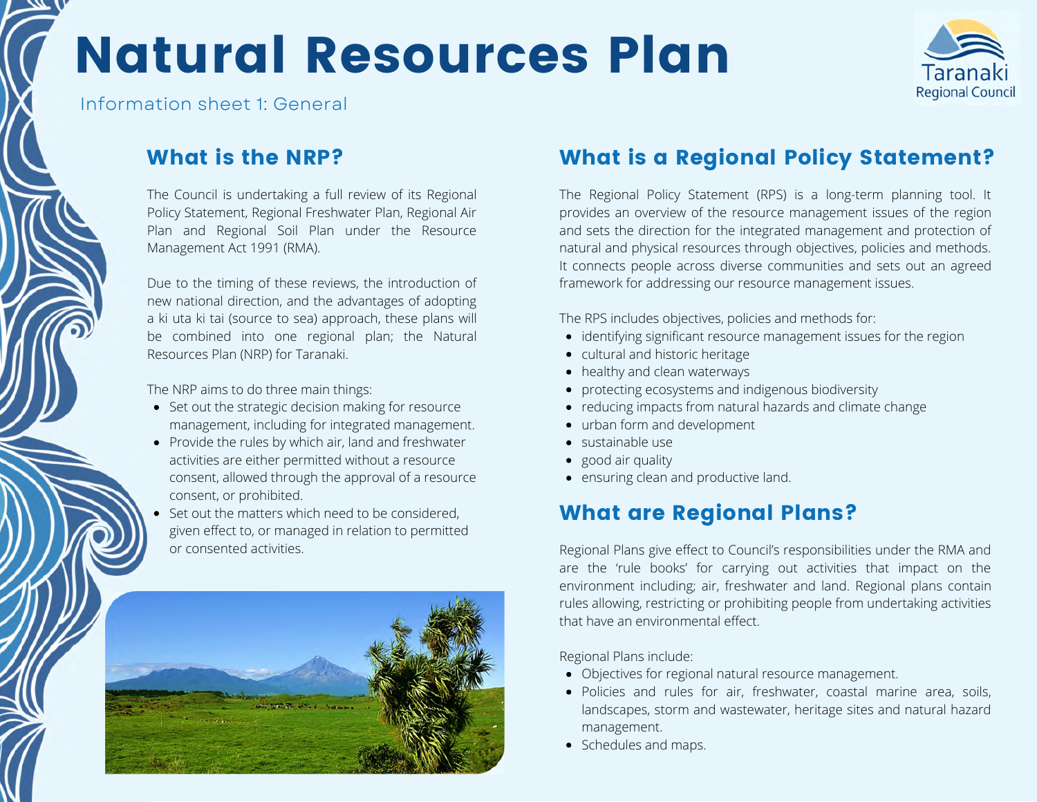# Natural Resources Plan

Information sheet 1: General

## What is the NRP?

The Council is undertaking a full review of its Regional Policy Statement, Regional Freshwater Plan, Regional Air Plan and Regional Soil Plan under the Resource Management Act 1991 (RMA).

Due to the timing of these reviews, the introduction of new national direction, and the advantages of adopting a ki uta ki tai (source to sea) approach, these plans will be combined into one regional plan; the Natural Resources Plan (NRP) for Taranaki.

The NRP aims to do three main things:

- Set out the strategic decision making for resource management, including for integrated management.
- Provide the rules by which air, land and freshwater activities are either permitted without a resource consent, allowed through the approval of a resource consent, or prohibited.
- Set out the matters which need to be considered, given effect to, or managed in relation to permitted or consented activities.

## What is a Regional Policy Statement?

The Regional Policy Statement (RPS) is a long-term planning tool. It provides an overview of the resource management issues of the region and sets the direction for the integrated management and protection of natural and physical resources through objectives, policies and methods. It connects people across diverse communities and sets out an agreed framework for addressing our resource management issues.

The RPS includes objectives, policies and methods for:

- identifying significant resource management issues for the region
- cultural and historic heritage
- healthy and clean waterways
- protecting ecosystems and indigenous biodiversity
- reducing impacts from natural hazards and climate change
- urban form and development
- sustainable use
- good air quality
- ensuring clean and productive land.

## What are Regional Plans?

Regional Plans give effect to Council's responsibilities under the RMA and are the 'rule books' for carrying out activities that impact on the environment including; air, freshwater and land. Regional plans contain rules allowing, restricting or prohibiting people from undertaking activities that have an environmental effect.

Regional Plans include:

- Objectives for regional natural resource management.
- Policies and rules for air, freshwater, coastal marine area, soils, landscapes, storm and wastewater, heritage sites and natural hazard management.
- Schedules and maps.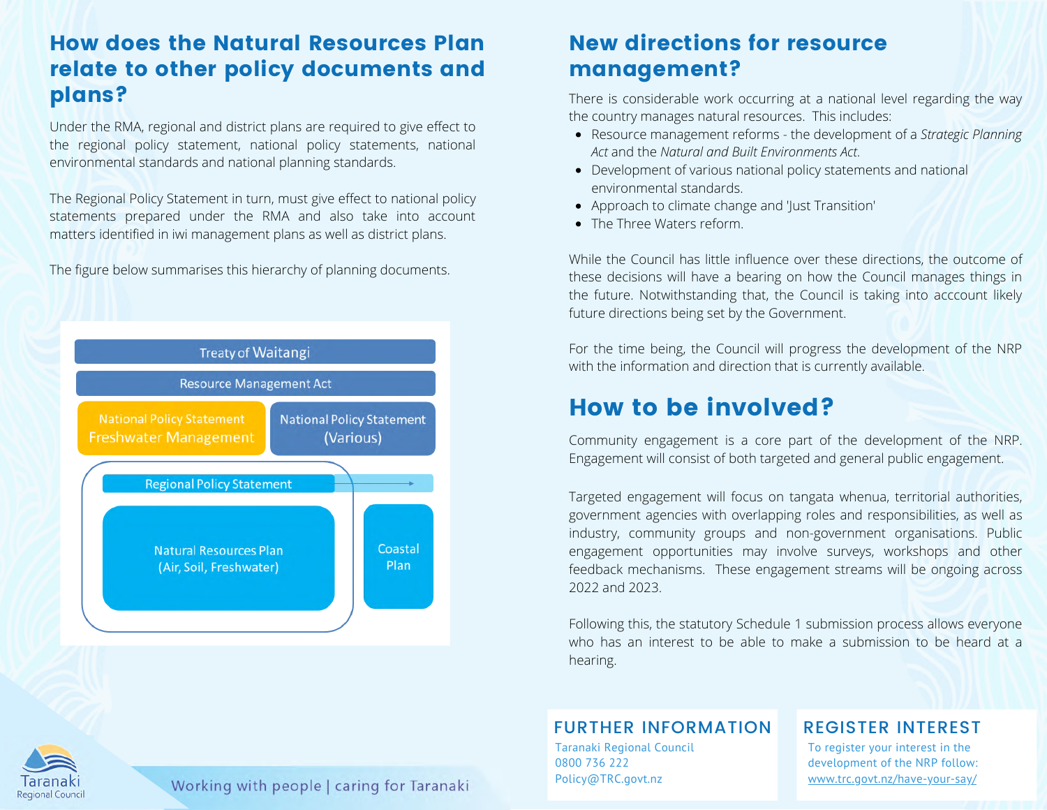## How does the Natural Resources Plan relate to other policy documents and plans?

Under the RMA, regional and district plans are required to give effect to the regional policy statement, national policy statements, national environmental standards and national planning standards.

The Regional Policy Statement in turn, must give effect to national policy statements prepared under the RMA and also take into account matters identified in iwi management plans as well as district plans.

The figure below summarises this hierarchy of planning documents.

Treaty of Waitangi

Resource Management Act

National Policy Statement Freshwater Management

National Policy Statement (Various)

Regional Policy Statement

Natural Resources Plan (Air, Soil, Freshwater)

Coastal Plan

## New directions for resource management?

There is considerable work occurring at a national level regarding the way the country manages natural resources. This includes:

- Resource management reforms - the development of a *Strategic Planning Act* and the *Natural and Built Environments Act*.
- Development of various national policy statements and national environmental standards.
- Approach to climate change and 'Just Transition'
- The Three Waters reform.

While the Council has little influence over these directions, the outcome of these decisions will have a bearing on how the Council manages things in the future. Notwithstanding that, the Council is taking into acccount likely future directions being set by the Government.

For the time being, the Council will progress the development of the NRP with the information and direction that is currently available.

## How to be involved?

Community engagement is a core part of the development of the NRP. Engagement will consist of both targeted and general public engagement.

Targeted engagement will focus on tangata whenua, territorial authorities, government agencies with overlapping roles and responsibilities, as well as industry, community groups and non-government organisations. Public engagement opportunities may involve surveys, workshops and other feedback mechanisms. These engagement streams will be ongoing across 2022 and 2023.

Following this, the statutory Schedule 1 submission process allows everyone who has an interest to be able to make a submission to be heard at a hearing.

### FURTHER INFORMATION

Taranaki Regional Council
0800 736 222
Policy@TRC.govt.nz

### REGISTER INTEREST

To register your interest in the development of the NRP follow:
www.trc.govt.nz/have-your-say/

Taranaki Regional Council

Working with people | caring for Taranaki